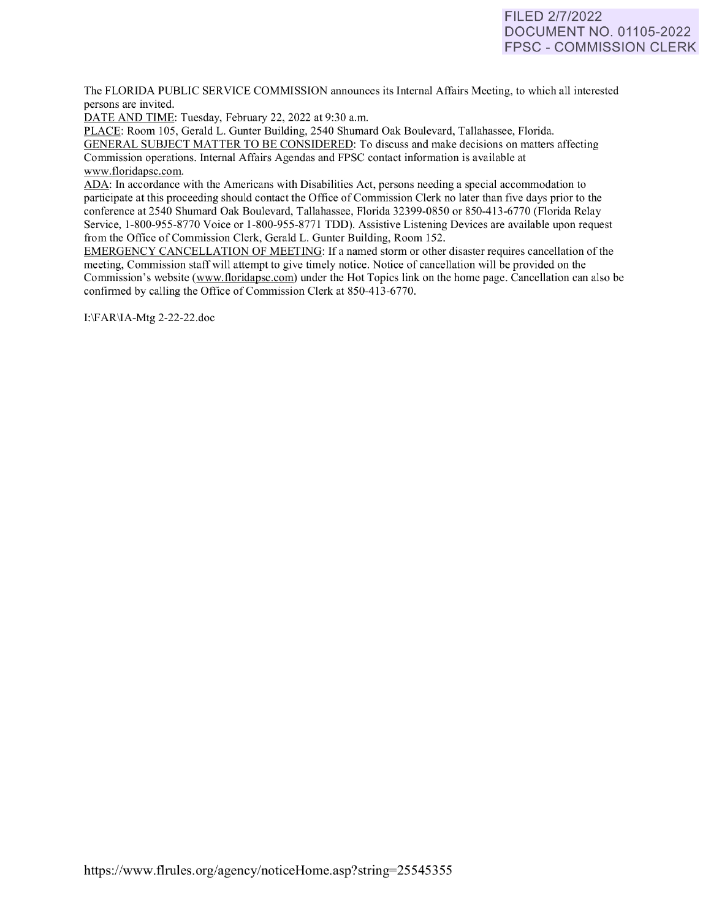FILED 2/7/2022
DOCUMENT NO. 01105-2022
FPSC - COMMISSION CLERK

The FLORIDA PUBLIC SERVICE COMMISSION announces its Internal Affairs Meeting, to which all interested persons are invited.

DATE AND TIME: Tuesday, February 22, 2022 at 9:30 a.m.

PLACE: Room 105, Gerald L. Gunter Building, 2540 Shumard Oak Boulevard, Tallahassee, Florida.

GENERAL SUBJECT MATTER TO BE CONSIDERED: To discuss and make decisions on matters affecting Commission operations. Internal Affairs Agendas and FPSC contact information is available at www.floridapsc.com.

ADA: In accordance with the Americans with Disabilities Act, persons needing a special accommodation to participate at this proceeding should contact the Office of Commission Clerk no later than five days prior to the conference at 2540 Shumard Oak Boulevard, Tallahassee, Florida 32399-0850 or 850-413-6770 (Florida Relay Service, 1-800-955-8770 Voice or 1-800-955-8771 TDD). Assistive Listening Devices are available upon request from the Office of Commission Clerk, Gerald L. Gunter Building, Room 152.

EMERGENCY CANCELLATION OF MEETING: If a named storm or other disaster requires cancellation of the meeting, Commission staff will attempt to give timely notice. Notice of cancellation will be provided on the Commission's website (www.floridapsc.com) under the Hot Topics link on the home page. Cancellation can also be confirmed by calling the Office of Commission Clerk at 850-413-6770.

I:\FAR\IA-Mtg 2-22-22.doc

https://www.flrules.org/agency/noticeHome.asp?string=25545355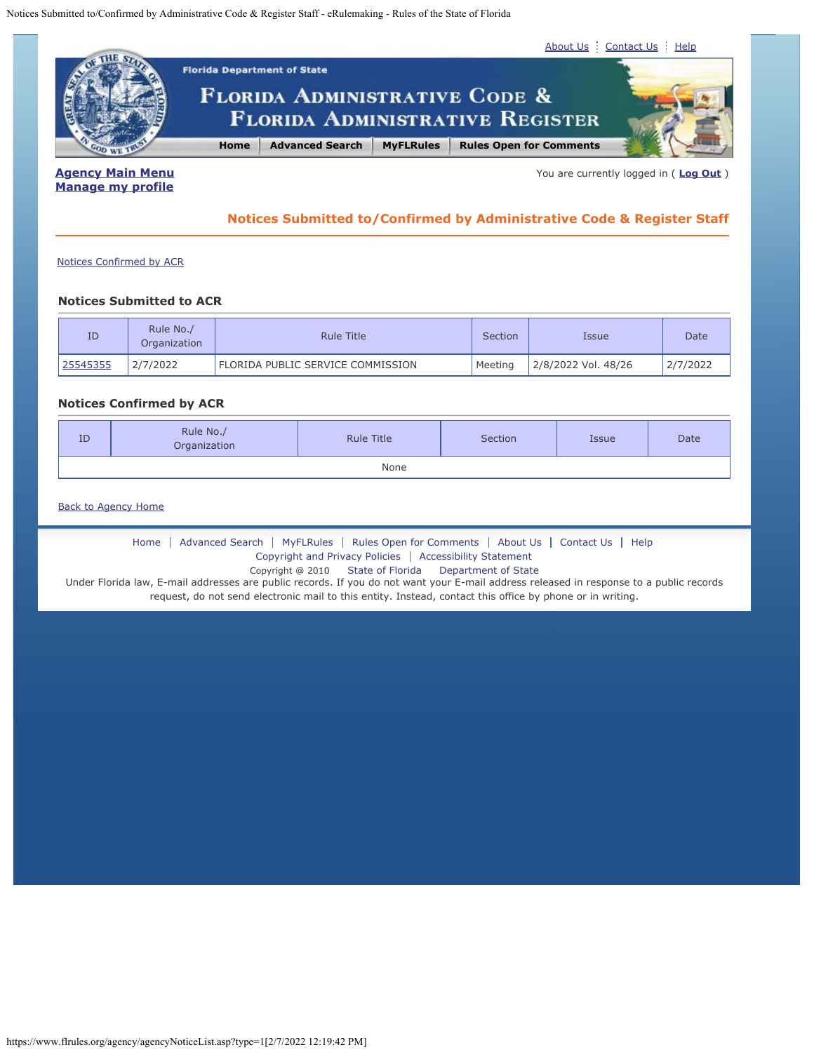About Us | Contact Us | Help

Florida Department of State

# Florida Administrative Code & Florida Administrative Register

Home | Advanced Search | MyFLRules | Rules Open for Comments

**Agency Main Menu**
**Manage my profile**

You are currently logged in ( **Log Out** )

## Notices Submitted to/Confirmed by Administrative Code & Register Staff

Notices Confirmed by ACR

### Notices Submitted to ACR

| ID | Rule No./ Organization | Rule Title | Section | Issue | Date |
|---|---|---|---|---|---|
| 25545355 | 2/7/2022 | FLORIDA PUBLIC SERVICE COMMISSION | Meeting | 2/8/2022 Vol. 48/26 | 2/7/2022 |

### Notices Confirmed by ACR

| ID | Rule No./ Organization | Rule Title | Section | Issue | Date |
|---|---|---|---|---|---|
| None | | | | | |

Back to Agency Home

Home | Advanced Search | MyFLRules | Rules Open for Comments | About Us | Contact Us | Help
Copyright and Privacy Policies | Accessibility Statement
Copyright @ 2010 State of Florida Department of State
Under Florida law, E-mail addresses are public records. If you do not want your E-mail address released in response to a public records request, do not send electronic mail to this entity. Instead, contact this office by phone or in writing.